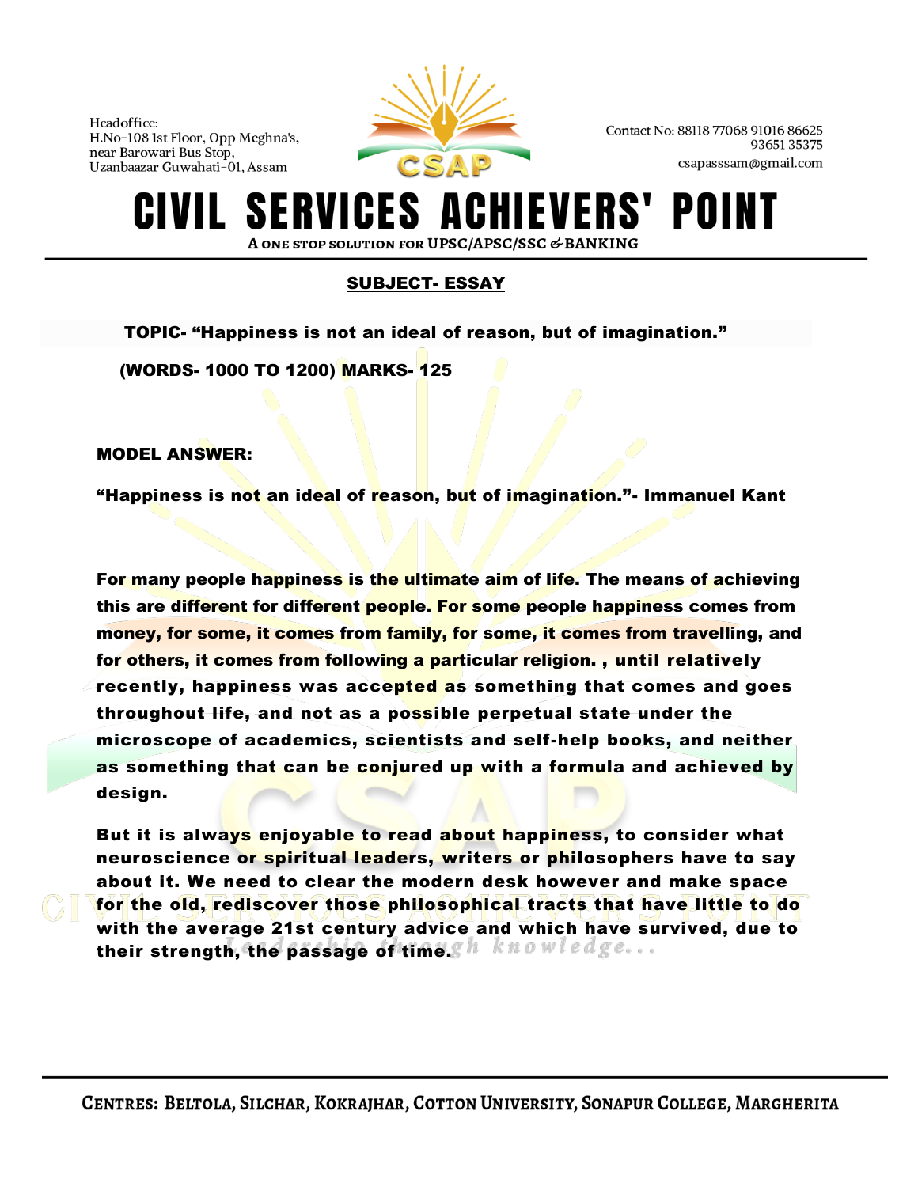## SUBJECT- ESSAY

**TOPIC- "Happiness is not an ideal of reason, but of imagination."**

**(WORDS- 1000 TO 1200) MARKS- 125**

**MODEL ANSWER:**

**"Happiness is not an ideal of reason, but of imagination."- Immanuel Kant**

**For many people happiness is the ultimate aim of life. The means of achieving this are different for different people. For some people happiness comes from money, for some, it comes from family, for some, it comes from travelling, and for others, it comes from following a particular religion. , until relatively recently, happiness was accepted as something that comes and goes throughout life, and not as a possible perpetual state under the microscope of academics, scientists and self-help books, and neither as something that can be conjured up with a formula and achieved by design.**

**But it is always enjoyable to read about happiness, to consider what neuroscience or spiritual leaders, writers or philosophers have to say about it. We need to clear the modern desk however and make space for the old, rediscover those philosophical tracts that have little to do with the average 21st century advice and which have survived, due to their strength, the passage of time.**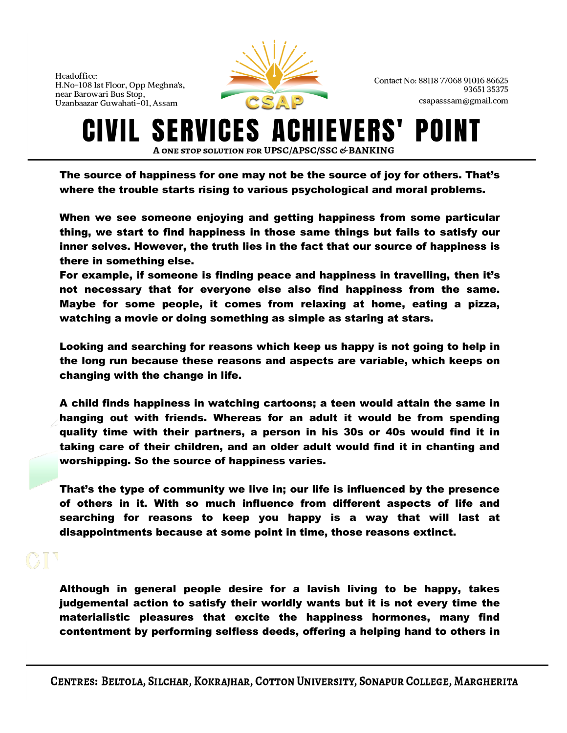**The source of happiness for one may not be the source of joy for others. That's where the trouble starts rising to various psychological and moral problems.**

**When we see someone enjoying and getting happiness from some particular thing, we start to find happiness in those same things but fails to satisfy our inner selves. However, the truth lies in the fact that our source of happiness is there in something else.**
**For example, if someone is finding peace and happiness in travelling, then it's not necessary that for everyone else also find happiness from the same. Maybe for some people, it comes from relaxing at home, eating a pizza, watching a movie or doing something as simple as staring at stars.**

**Looking and searching for reasons which keep us happy is not going to help in the long run because these reasons and aspects are variable, which keeps on changing with the change in life.**

**A child finds happiness in watching cartoons; a teen would attain the same in hanging out with friends. Whereas for an adult it would be from spending quality time with their partners, a person in his 30s or 40s would find it in taking care of their children, and an older adult would find it in chanting and worshipping. So the source of happiness varies.**

**That's the type of community we live in; our life is influenced by the presence of others in it. With so much influence from different aspects of life and searching for reasons to keep you happy is a way that will last at disappointments because at some point in time, those reasons extinct.**

**Although in general people desire for a lavish living to be happy, takes judgemental action to satisfy their worldly wants but it is not every time the materialistic pleasures that excite the happiness hormones, many find contentment by performing selfless deeds, offering a helping hand to others in**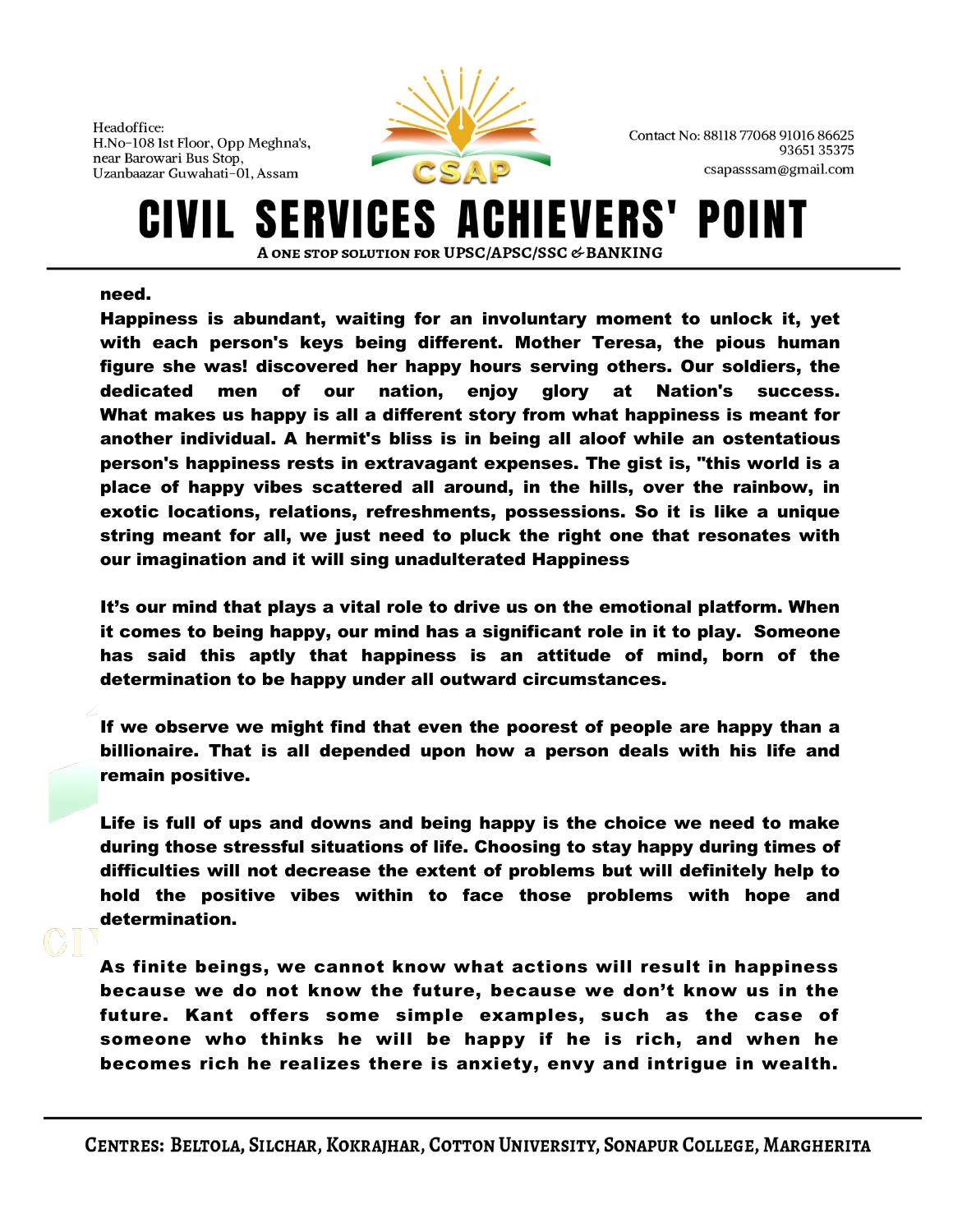need.

Happiness is abundant, waiting for an involuntary moment to unlock it, yet with each person's keys being different. Mother Teresa, the pious human figure she was! discovered her happy hours serving others. Our soldiers, the dedicated men of our nation, enjoy glory at Nation's success. What makes us happy is all a different story from what happiness is meant for another individual. A hermit's bliss is in being all aloof while an ostentatious person's happiness rests in extravagant expenses. The gist is, "this world is a place of happy vibes scattered all around, in the hills, over the rainbow, in exotic locations, relations, refreshments, possessions. So it is like a unique string meant for all, we just need to pluck the right one that resonates with our imagination and it will sing unadulterated Happiness

It's our mind that plays a vital role to drive us on the emotional platform. When it comes to being happy, our mind has a significant role in it to play. Someone has said this aptly that happiness is an attitude of mind, born of the determination to be happy under all outward circumstances.

If we observe we might find that even the poorest of people are happy than a billionaire. That is all depended upon how a person deals with his life and remain positive.

Life is full of ups and downs and being happy is the choice we need to make during those stressful situations of life. Choosing to stay happy during times of difficulties will not decrease the extent of problems but will definitely help to hold the positive vibes within to face those problems with hope and determination.

As finite beings, we cannot know what actions will result in happiness because we do not know the future, because we don't know us in the future. Kant offers some simple examples, such as the case of someone who thinks he will be happy if he is rich, and when he becomes rich he realizes there is anxiety, envy and intrigue in wealth.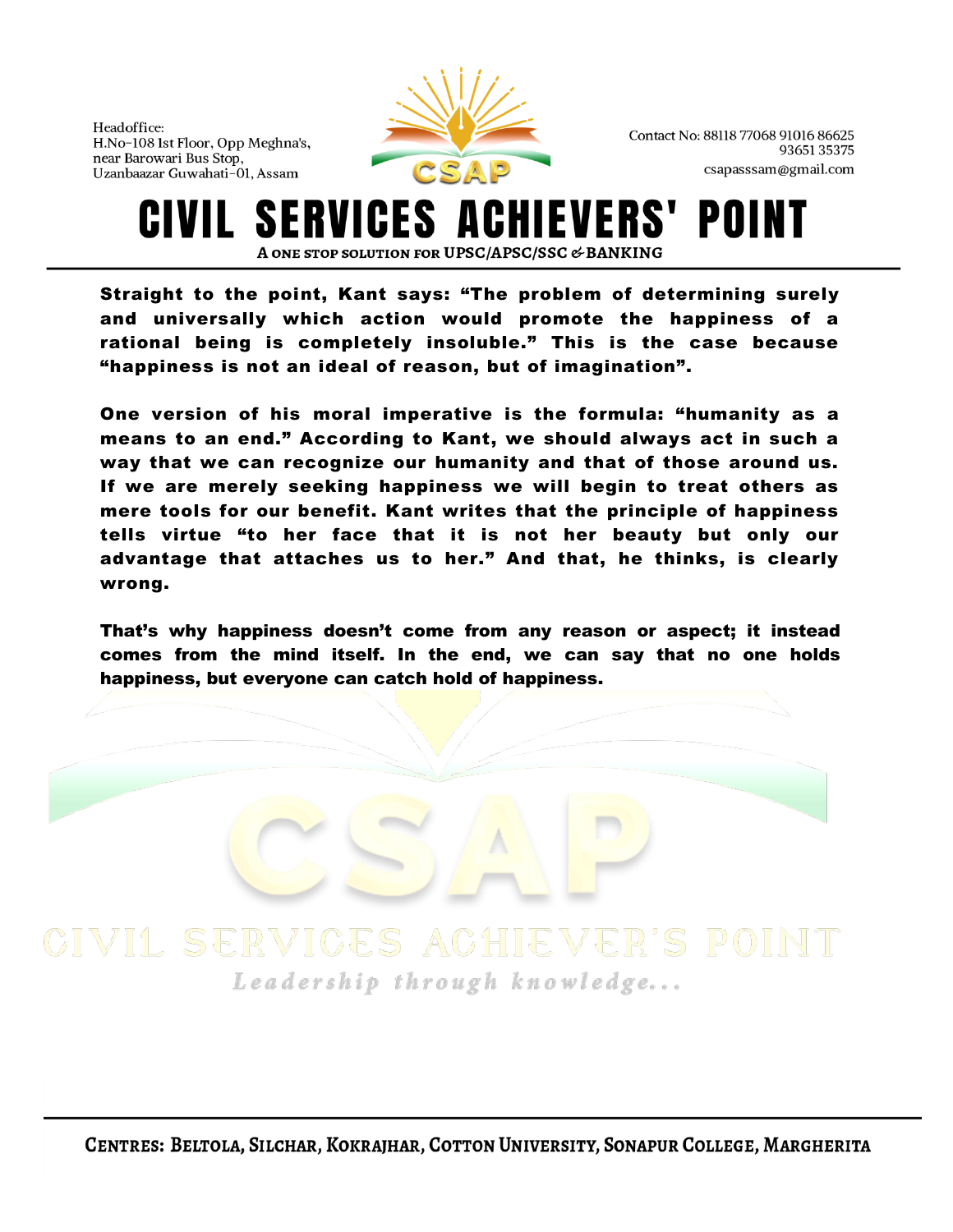Straight to the point, Kant says: "The problem of determining surely and universally which action would promote the happiness of a rational being is completely insoluble." This is the case because "happiness is not an ideal of reason, but of imagination".

One version of his moral imperative is the formula: "humanity as a means to an end." According to Kant, we should always act in such a way that we can recognize our humanity and that of those around us. If we are merely seeking happiness we will begin to treat others as mere tools for our benefit. Kant writes that the principle of happiness tells virtue "to her face that it is not her beauty but only our advantage that attaches us to her." And that, he thinks, is clearly wrong.

That's why happiness doesn't come from any reason or aspect; it instead comes from the mind itself. In the end, we can say that no one holds happiness, but everyone can catch hold of happiness.